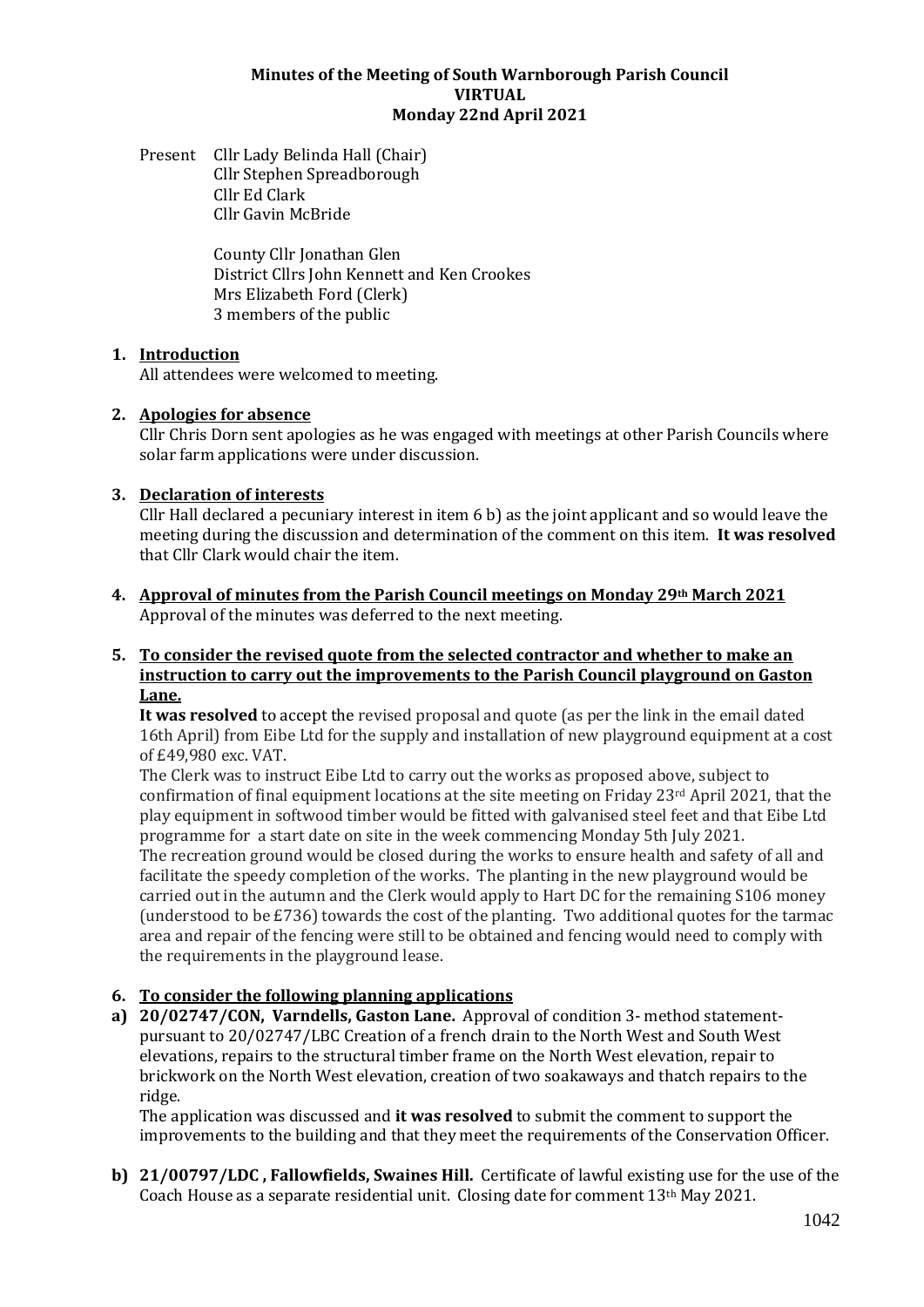# Minutes of the Meeting of South Warnborough Parish Council
## VIRTUAL
## Monday 22nd April 2021

Present Cllr Lady Belinda Hall (Chair)
Cllr Stephen Spreadborough
Cllr Ed Clark
Cllr Gavin McBride

County Cllr Jonathan Glen
District Cllrs John Kennett and Ken Crookes
Mrs Elizabeth Ford (Clerk)
3 members of the public

1. **Introduction**
All attendees were welcomed to meeting.

2. **Apologies for absence**
Cllr Chris Dorn sent apologies as he was engaged with meetings at other Parish Councils where solar farm applications were under discussion.

3. **Declaration of interests**
Cllr Hall declared a pecuniary interest in item 6 b) as the joint applicant and so would leave the meeting during the discussion and determination of the comment on this item. **It was resolved** that Cllr Clark would chair the item.

4. **Approval of minutes from the Parish Council meetings on Monday 29th March 2021**
Approval of the minutes was deferred to the next meeting.

5. **To consider the revised quote from the selected contractor and whether to make an instruction to carry out the improvements to the Parish Council playground on Gaston Lane.**

**It was resolved** to accept the revised proposal and quote (as per the link in the email dated 16th April) from Eibe Ltd for the supply and installation of new playground equipment at a cost of £49,980 exc. VAT.

The Clerk was to instruct Eibe Ltd to carry out the works as proposed above, subject to confirmation of final equipment locations at the site meeting on Friday 23rd April 2021, that the play equipment in softwood timber would be fitted with galvanised steel feet and that Eibe Ltd programme for a start date on site in the week commencing Monday 5th July 2021.

The recreation ground would be closed during the works to ensure health and safety of all and facilitate the speedy completion of the works. The planting in the new playground would be carried out in the autumn and the Clerk would apply to Hart DC for the remaining S106 money (understood to be £736) towards the cost of the planting. Two additional quotes for the tarmac area and repair of the fencing were still to be obtained and fencing would need to comply with the requirements in the playground lease.

6. **To consider the following planning applications**

a) **20/02747/CON, Varndells, Gaston Lane.** Approval of condition 3- method statement- pursuant to 20/02747/LBC Creation of a french drain to the North West and South West elevations, repairs to the structural timber frame on the North West elevation, repair to brickwork on the North West elevation, creation of two soakaways and thatch repairs to the ridge.

The application was discussed and **it was resolved** to submit the comment to support the improvements to the building and that they meet the requirements of the Conservation Officer.

b) **21/00797/LDC , Fallowfields, Swaines Hill.** Certificate of lawful existing use for the use of the Coach House as a separate residential unit. Closing date for comment 13th May 2021.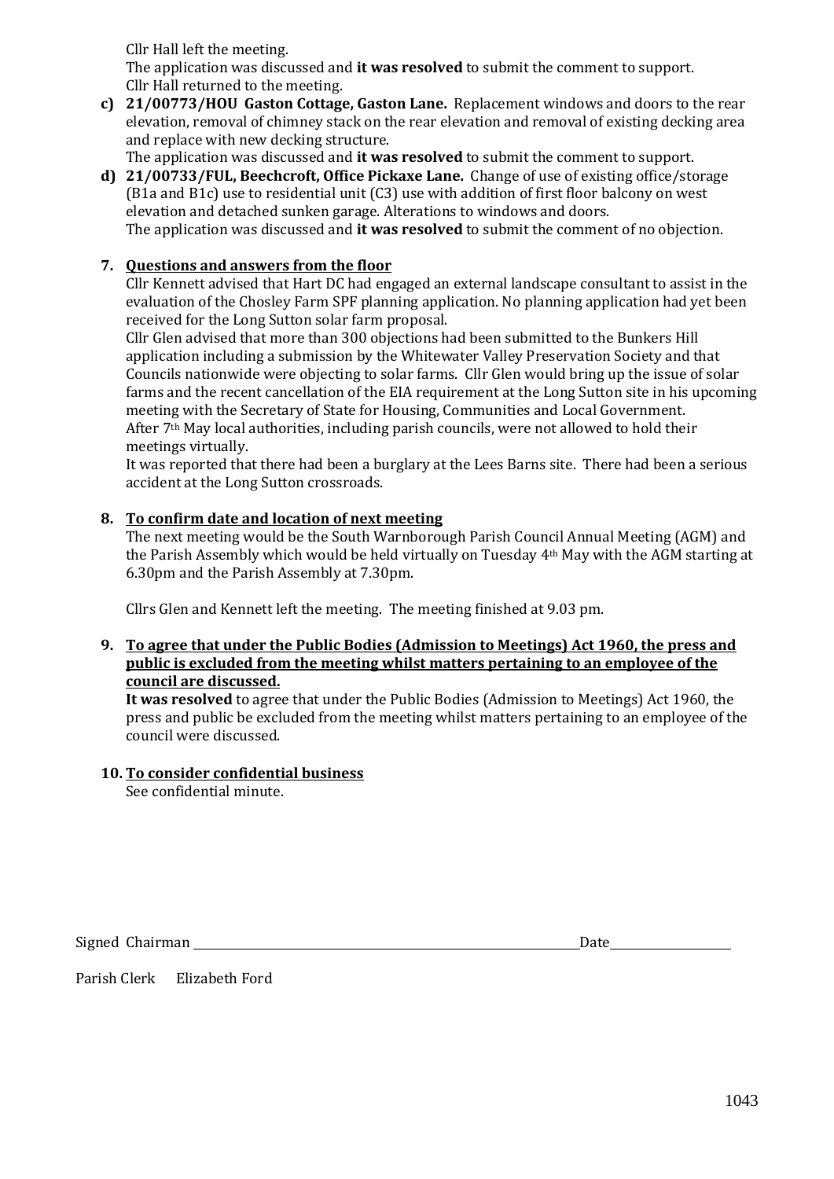Cllr Hall left the meeting.
The application was discussed and **it was resolved** to submit the comment to support.
Cllr Hall returned to the meeting.

**c) 21/00773/HOU Gaston Cottage, Gaston Lane.** Replacement windows and doors to the rear elevation, removal of chimney stack on the rear elevation and removal of existing decking area and replace with new decking structure.
The application was discussed and **it was resolved** to submit the comment to support.

**d) 21/00733/FUL, Beechcroft, Office Pickaxe Lane.** Change of use of existing office/storage (B1a and B1c) use to residential unit (C3) use with addition of first floor balcony on west elevation and detached sunken garage. Alterations to windows and doors.
The application was discussed and **it was resolved** to submit the comment of no objection.

**7. <u>Questions and answers from the floor</u>**

Cllr Kennett advised that Hart DC had engaged an external landscape consultant to assist in the evaluation of the Chosley Farm SPF planning application. No planning application had yet been received for the Long Sutton solar farm proposal.

Cllr Glen advised that more than 300 objections had been submitted to the Bunkers Hill application including a submission by the Whitewater Valley Preservation Society and that Councils nationwide were objecting to solar farms. Cllr Glen would bring up the issue of solar farms and the recent cancellation of the EIA requirement at the Long Sutton site in his upcoming meeting with the Secretary of State for Housing, Communities and Local Government.

After 7th May local authorities, including parish councils, were not allowed to hold their meetings virtually.

It was reported that there had been a burglary at the Lees Barns site. There had been a serious accident at the Long Sutton crossroads.

**8. <u>To confirm date and location of next meeting</u>**

The next meeting would be the South Warnborough Parish Council Annual Meeting (AGM) and the Parish Assembly which would be held virtually on Tuesday 4th May with the AGM starting at 6.30pm and the Parish Assembly at 7.30pm.

Cllrs Glen and Kennett left the meeting. The meeting finished at 9.03 pm.

**9. <u>To agree that under the Public Bodies (Admission to Meetings) Act 1960, the press and public is excluded from the meeting whilst matters pertaining to an employee of the council are discussed.</u>**

**It was resolved** to agree that under the Public Bodies (Admission to Meetings) Act 1960, the press and public be excluded from the meeting whilst matters pertaining to an employee of the council were discussed.

**10. <u>To consider confidential business</u>**

See confidential minute.

Signed Chairman ______________________________ Date ______________

Parish Clerk Elizabeth Ford